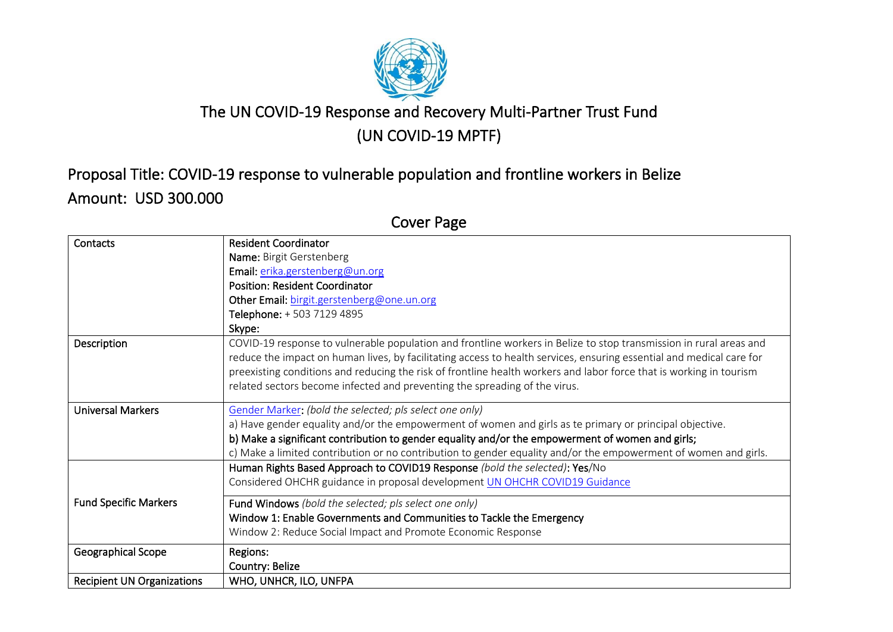# The UN COVID-19 Response and Recovery Multi-Partner Trust Fund
# (UN COVID-19 MPTF)

## Proposal Title: COVID-19 response to vulnerable population and frontline workers in Belize
## Amount: USD 300.000

### Cover Page

| | | |
|---|---|---|
| Contacts | **Resident Coordinator**<br>**Name:** Birgit Gerstenberg<br>**Email:** [erika.gerstenberg@un.org](mailto:erika.gerstenberg@un.org)<br>**Position: Resident Coordinator**<br>**Other Email:** [birgit.gerstenberg@one.un.org](mailto:birgit.gerstenberg@one.un.org)<br>**Telephone:** + 503 7129 4895<br>**Skype:** | |
| Description | COVID-19 response to vulnerable population and frontline workers in Belize to stop transmission in rural areas and reduce the impact on human lives, by facilitating access to health services, ensuring essential and medical care for preexisting conditions and reducing the risk of frontline health workers and labor force that is working in tourism related sectors become infected and preventing the spreading of the virus. | |
| Universal Markers | Gender Marker: *(bold the selected; pls select one only)*<br>a) Have gender equality and/or the empowerment of women and girls as te primary or principal objective.<br>**b) Make a significant contribution to gender equality and/or the empowerment of women and girls;**<br>c) Make a limited contribution or no contribution to gender equality and/or the empowerment of women and girls. | |
| Fund Specific Markers | **Human Rights Based Approach to COVID19 Response** *(bold the selected)*: **Yes**/No<br>Considered OHCHR guidance in proposal development UN OHCHR COVID19 Guidance | **Fund Windows** *(bold the selected; pls select one only)*<br>**Window 1: Enable Governments and Communities to Tackle the Emergency**<br>Window 2: Reduce Social Impact and Promote Economic Response |
| Geographical Scope | **Regions:**<br>**Country: Belize** | |
| Recipient UN Organizations | **WHO, UNHCR, ILO, UNFPA** | |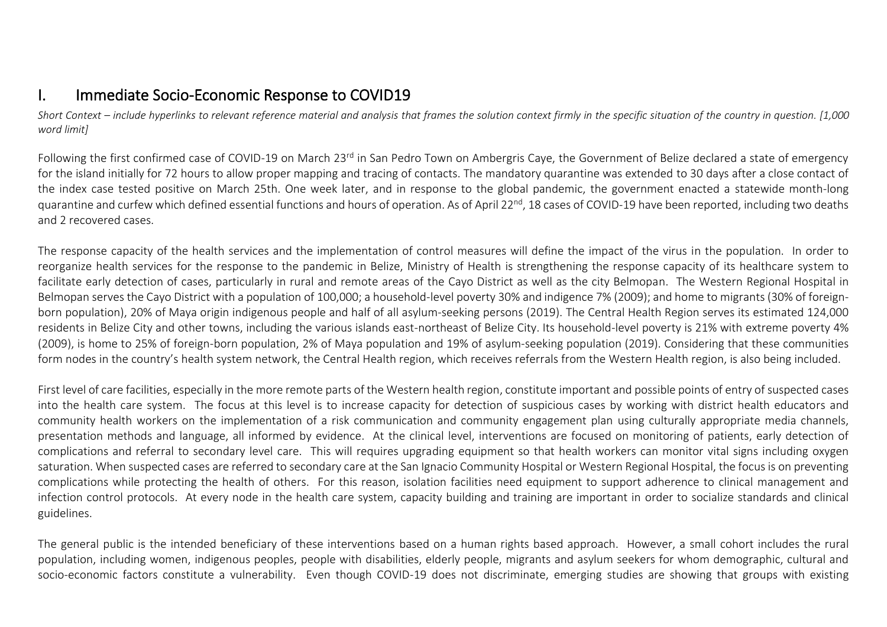## I. Immediate Socio-Economic Response to COVID19

*Short Context – include hyperlinks to relevant reference material and analysis that frames the solution context firmly in the specific situation of the country in question. [1,000 word limit]*

Following the first confirmed case of COVID-19 on March 23rd in San Pedro Town on Ambergris Caye, the Government of Belize declared a state of emergency for the island initially for 72 hours to allow proper mapping and tracing of contacts. The mandatory quarantine was extended to 30 days after a close contact of the index case tested positive on March 25th. One week later, and in response to the global pandemic, the government enacted a statewide month-long quarantine and curfew which defined essential functions and hours of operation. As of April 22nd, 18 cases of COVID-19 have been reported, including two deaths and 2 recovered cases.

The response capacity of the health services and the implementation of control measures will define the impact of the virus in the population. In order to reorganize health services for the response to the pandemic in Belize, Ministry of Health is strengthening the response capacity of its healthcare system to facilitate early detection of cases, particularly in rural and remote areas of the Cayo District as well as the city Belmopan. The Western Regional Hospital in Belmopan serves the Cayo District with a population of 100,000; a household-level poverty 30% and indigence 7% (2009); and home to migrants (30% of foreign-born population), 20% of Maya origin indigenous people and half of all asylum-seeking persons (2019). The Central Health Region serves its estimated 124,000 residents in Belize City and other towns, including the various islands east-northeast of Belize City. Its household-level poverty is 21% with extreme poverty 4% (2009), is home to 25% of foreign-born population, 2% of Maya population and 19% of asylum-seeking population (2019). Considering that these communities form nodes in the country's health system network, the Central Health region, which receives referrals from the Western Health region, is also being included.

First level of care facilities, especially in the more remote parts of the Western health region, constitute important and possible points of entry of suspected cases into the health care system. The focus at this level is to increase capacity for detection of suspicious cases by working with district health educators and community health workers on the implementation of a risk communication and community engagement plan using culturally appropriate media channels, presentation methods and language, all informed by evidence. At the clinical level, interventions are focused on monitoring of patients, early detection of complications and referral to secondary level care. This will requires upgrading equipment so that health workers can monitor vital signs including oxygen saturation. When suspected cases are referred to secondary care at the San Ignacio Community Hospital or Western Regional Hospital, the focus is on preventing complications while protecting the health of others. For this reason, isolation facilities need equipment to support adherence to clinical management and infection control protocols. At every node in the health care system, capacity building and training are important in order to socialize standards and clinical guidelines.

The general public is the intended beneficiary of these interventions based on a human rights based approach. However, a small cohort includes the rural population, including women, indigenous peoples, people with disabilities, elderly people, migrants and asylum seekers for whom demographic, cultural and socio-economic factors constitute a vulnerability. Even though COVID-19 does not discriminate, emerging studies are showing that groups with existing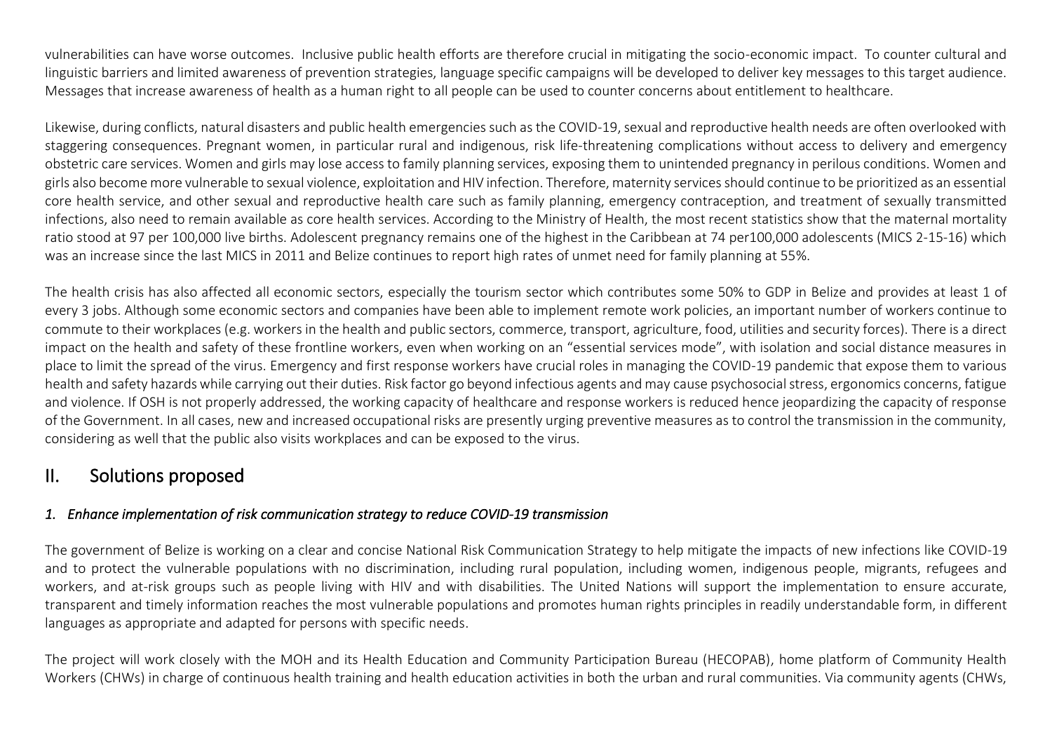vulnerabilities can have worse outcomes. Inclusive public health efforts are therefore crucial in mitigating the socio-economic impact. To counter cultural and linguistic barriers and limited awareness of prevention strategies, language specific campaigns will be developed to deliver key messages to this target audience. Messages that increase awareness of health as a human right to all people can be used to counter concerns about entitlement to healthcare.

Likewise, during conflicts, natural disasters and public health emergencies such as the COVID-19, sexual and reproductive health needs are often overlooked with staggering consequences. Pregnant women, in particular rural and indigenous, risk life-threatening complications without access to delivery and emergency obstetric care services. Women and girls may lose access to family planning services, exposing them to unintended pregnancy in perilous conditions. Women and girls also become more vulnerable to sexual violence, exploitation and HIV infection. Therefore, maternity services should continue to be prioritized as an essential core health service, and other sexual and reproductive health care such as family planning, emergency contraception, and treatment of sexually transmitted infections, also need to remain available as core health services. According to the Ministry of Health, the most recent statistics show that the maternal mortality ratio stood at 97 per 100,000 live births. Adolescent pregnancy remains one of the highest in the Caribbean at 74 per100,000 adolescents (MICS 2-15-16) which was an increase since the last MICS in 2011 and Belize continues to report high rates of unmet need for family planning at 55%.

The health crisis has also affected all economic sectors, especially the tourism sector which contributes some 50% to GDP in Belize and provides at least 1 of every 3 jobs. Although some economic sectors and companies have been able to implement remote work policies, an important number of workers continue to commute to their workplaces (e.g. workers in the health and public sectors, commerce, transport, agriculture, food, utilities and security forces). There is a direct impact on the health and safety of these frontline workers, even when working on an "essential services mode", with isolation and social distance measures in place to limit the spread of the virus. Emergency and first response workers have crucial roles in managing the COVID-19 pandemic that expose them to various health and safety hazards while carrying out their duties. Risk factor go beyond infectious agents and may cause psychosocial stress, ergonomics concerns, fatigue and violence. If OSH is not properly addressed, the working capacity of healthcare and response workers is reduced hence jeopardizing the capacity of response of the Government. In all cases, new and increased occupational risks are presently urging preventive measures as to control the transmission in the community, considering as well that the public also visits workplaces and can be exposed to the virus.

## II. Solutions proposed

### *1. Enhance implementation of risk communication strategy to reduce COVID-19 transmission*

The government of Belize is working on a clear and concise National Risk Communication Strategy to help mitigate the impacts of new infections like COVID-19 and to protect the vulnerable populations with no discrimination, including rural population, including women, indigenous people, migrants, refugees and workers, and at-risk groups such as people living with HIV and with disabilities. The United Nations will support the implementation to ensure accurate, transparent and timely information reaches the most vulnerable populations and promotes human rights principles in readily understandable form, in different languages as appropriate and adapted for persons with specific needs.

The project will work closely with the MOH and its Health Education and Community Participation Bureau (HECOPAB), home platform of Community Health Workers (CHWs) in charge of continuous health training and health education activities in both the urban and rural communities. Via community agents (CHWs,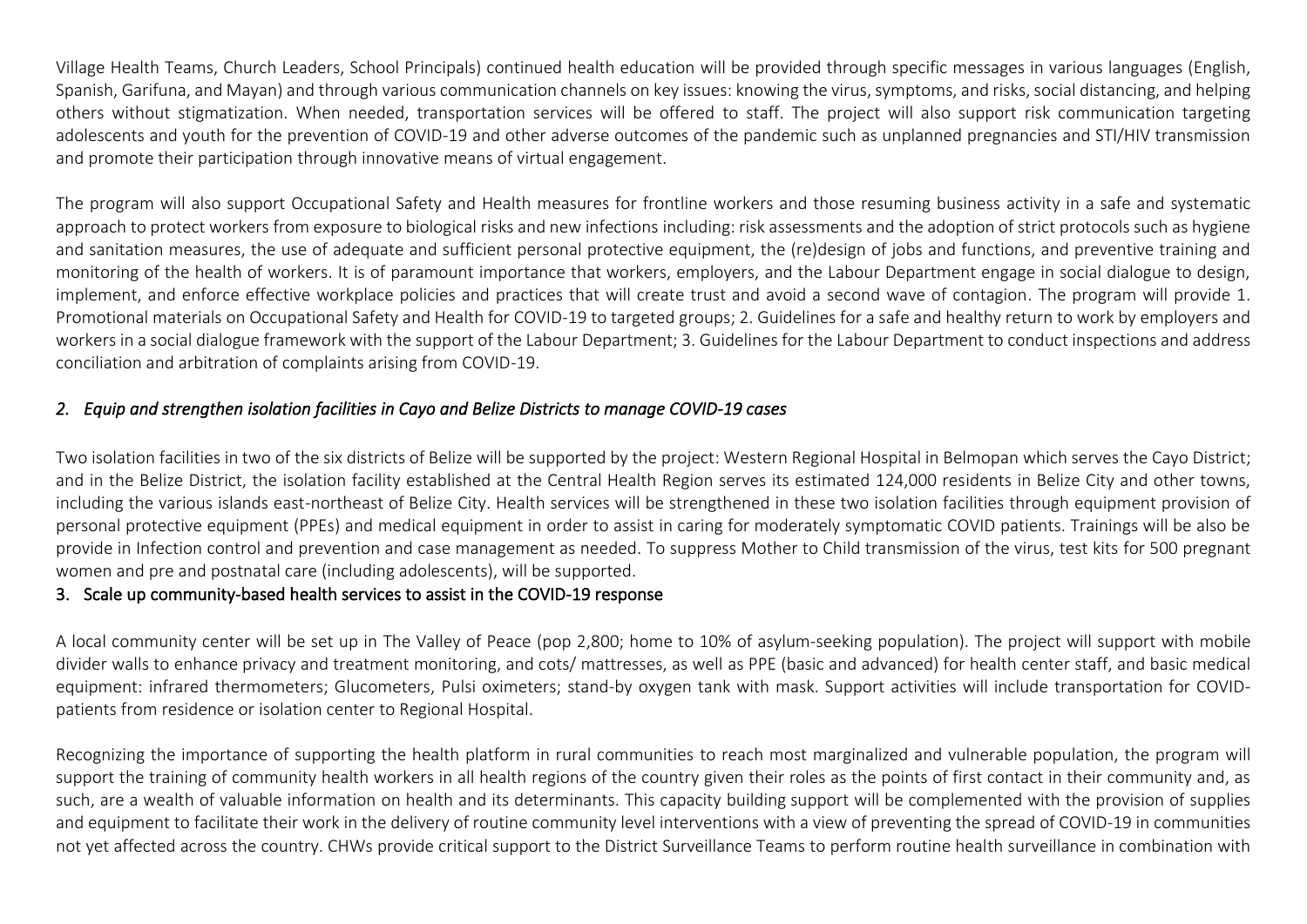Village Health Teams, Church Leaders, School Principals) continued health education will be provided through specific messages in various languages (English, Spanish, Garifuna, and Mayan) and through various communication channels on key issues: knowing the virus, symptoms, and risks, social distancing, and helping others without stigmatization. When needed, transportation services will be offered to staff. The project will also support risk communication targeting adolescents and youth for the prevention of COVID-19 and other adverse outcomes of the pandemic such as unplanned pregnancies and STI/HIV transmission and promote their participation through innovative means of virtual engagement.

The program will also support Occupational Safety and Health measures for frontline workers and those resuming business activity in a safe and systematic approach to protect workers from exposure to biological risks and new infections including: risk assessments and the adoption of strict protocols such as hygiene and sanitation measures, the use of adequate and sufficient personal protective equipment, the (re)design of jobs and functions, and preventive training and monitoring of the health of workers. It is of paramount importance that workers, employers, and the Labour Department engage in social dialogue to design, implement, and enforce effective workplace policies and practices that will create trust and avoid a second wave of contagion. The program will provide 1. Promotional materials on Occupational Safety and Health for COVID-19 to targeted groups; 2. Guidelines for a safe and healthy return to work by employers and workers in a social dialogue framework with the support of the Labour Department; 3. Guidelines for the Labour Department to conduct inspections and address conciliation and arbitration of complaints arising from COVID-19.

### *2. Equip and strengthen isolation facilities in Cayo and Belize Districts to manage COVID-19 cases*

Two isolation facilities in two of the six districts of Belize will be supported by the project: Western Regional Hospital in Belmopan which serves the Cayo District; and in the Belize District, the isolation facility established at the Central Health Region serves its estimated 124,000 residents in Belize City and other towns, including the various islands east-northeast of Belize City. Health services will be strengthened in these two isolation facilities through equipment provision of personal protective equipment (PPEs) and medical equipment in order to assist in caring for moderately symptomatic COVID patients. Trainings will be also be provide in Infection control and prevention and case management as needed. To suppress Mother to Child transmission of the virus, test kits for 500 pregnant women and pre and postnatal care (including adolescents), will be supported.

### 3. Scale up community-based health services to assist in the COVID-19 response

A local community center will be set up in The Valley of Peace (pop 2,800; home to 10% of asylum-seeking population). The project will support with mobile divider walls to enhance privacy and treatment monitoring, and cots/ mattresses, as well as PPE (basic and advanced) for health center staff, and basic medical equipment: infrared thermometers; Glucometers, Pulsi oximeters; stand-by oxygen tank with mask. Support activities will include transportation for COVID-patients from residence or isolation center to Regional Hospital.

Recognizing the importance of supporting the health platform in rural communities to reach most marginalized and vulnerable population, the program will support the training of community health workers in all health regions of the country given their roles as the points of first contact in their community and, as such, are a wealth of valuable information on health and its determinants. This capacity building support will be complemented with the provision of supplies and equipment to facilitate their work in the delivery of routine community level interventions with a view of preventing the spread of COVID-19 in communities not yet affected across the country. CHWs provide critical support to the District Surveillance Teams to perform routine health surveillance in combination with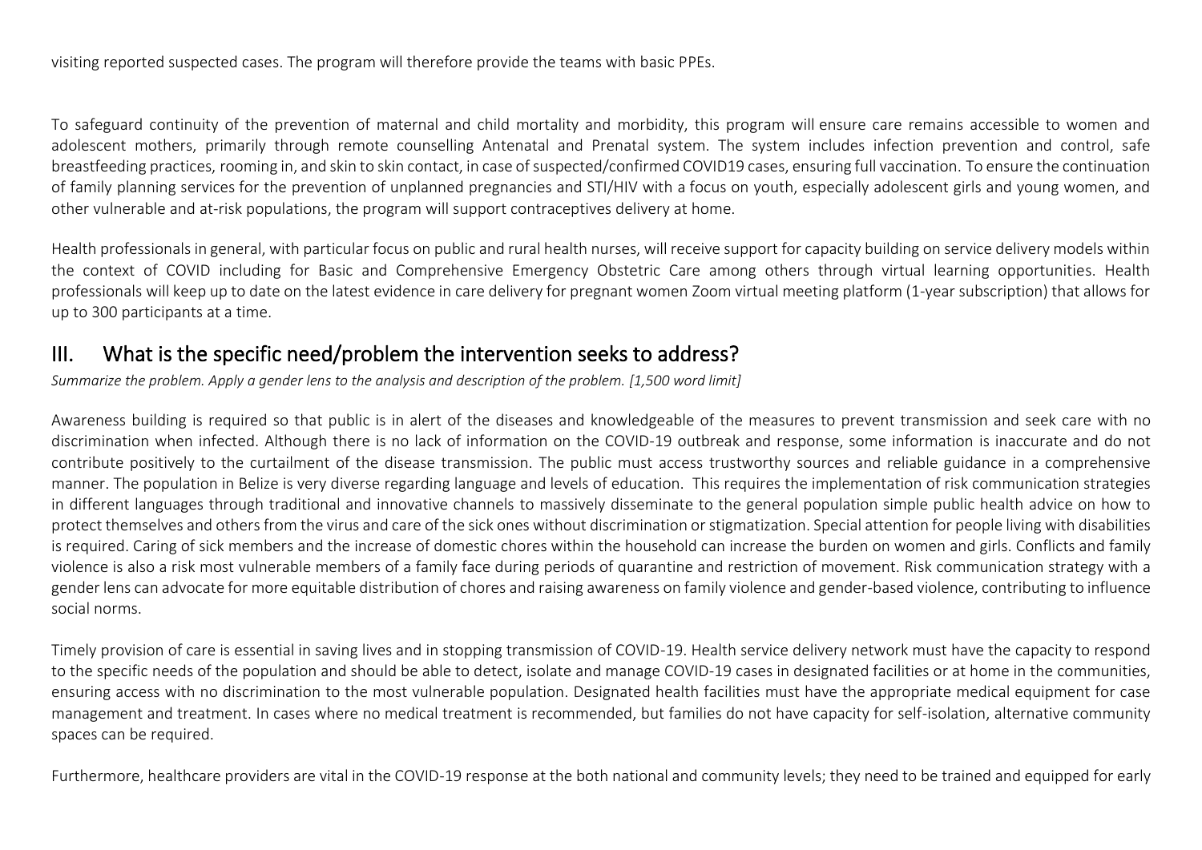visiting reported suspected cases. The program will therefore provide the teams with basic PPEs.

To safeguard continuity of the prevention of maternal and child mortality and morbidity, this program will ensure care remains accessible to women and adolescent mothers, primarily through remote counselling Antenatal and Prenatal system. The system includes infection prevention and control, safe breastfeeding practices, rooming in, and skin to skin contact, in case of suspected/confirmed COVID19 cases, ensuring full vaccination. To ensure the continuation of family planning services for the prevention of unplanned pregnancies and STI/HIV with a focus on youth, especially adolescent girls and young women, and other vulnerable and at-risk populations, the program will support contraceptives delivery at home.

Health professionals in general, with particular focus on public and rural health nurses, will receive support for capacity building on service delivery models within the context of COVID including for Basic and Comprehensive Emergency Obstetric Care among others through virtual learning opportunities. Health professionals will keep up to date on the latest evidence in care delivery for pregnant women Zoom virtual meeting platform (1-year subscription) that allows for up to 300 participants at a time.

## III. What is the specific need/problem the intervention seeks to address?

*Summarize the problem. Apply a gender lens to the analysis and description of the problem. [1,500 word limit]*

Awareness building is required so that public is in alert of the diseases and knowledgeable of the measures to prevent transmission and seek care with no discrimination when infected. Although there is no lack of information on the COVID-19 outbreak and response, some information is inaccurate and do not contribute positively to the curtailment of the disease transmission. The public must access trustworthy sources and reliable guidance in a comprehensive manner. The population in Belize is very diverse regarding language and levels of education. This requires the implementation of risk communication strategies in different languages through traditional and innovative channels to massively disseminate to the general population simple public health advice on how to protect themselves and others from the virus and care of the sick ones without discrimination or stigmatization. Special attention for people living with disabilities is required. Caring of sick members and the increase of domestic chores within the household can increase the burden on women and girls. Conflicts and family violence is also a risk most vulnerable members of a family face during periods of quarantine and restriction of movement. Risk communication strategy with a gender lens can advocate for more equitable distribution of chores and raising awareness on family violence and gender-based violence, contributing to influence social norms.

Timely provision of care is essential in saving lives and in stopping transmission of COVID-19. Health service delivery network must have the capacity to respond to the specific needs of the population and should be able to detect, isolate and manage COVID-19 cases in designated facilities or at home in the communities, ensuring access with no discrimination to the most vulnerable population. Designated health facilities must have the appropriate medical equipment for case management and treatment. In cases where no medical treatment is recommended, but families do not have capacity for self-isolation, alternative community spaces can be required.

Furthermore, healthcare providers are vital in the COVID-19 response at the both national and community levels; they need to be trained and equipped for early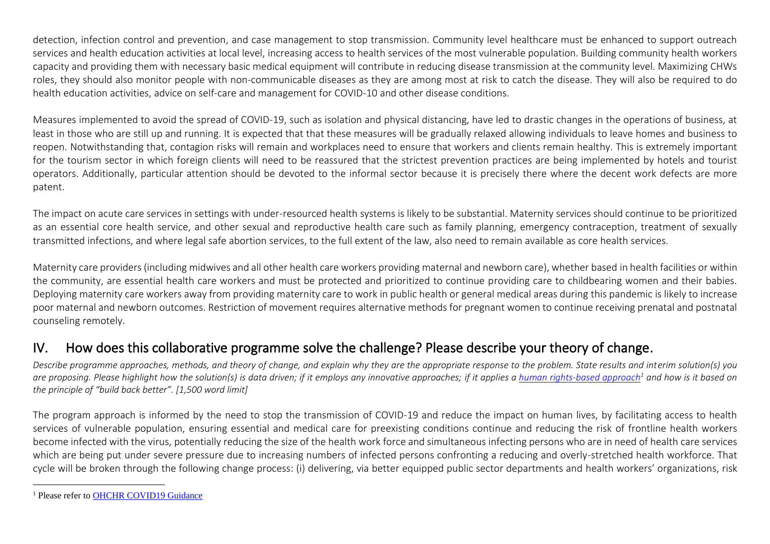detection, infection control and prevention, and case management to stop transmission. Community level healthcare must be enhanced to support outreach services and health education activities at local level, increasing access to health services of the most vulnerable population. Building community health workers capacity and providing them with necessary basic medical equipment will contribute in reducing disease transmission at the community level. Maximizing CHWs roles, they should also monitor people with non-communicable diseases as they are among most at risk to catch the disease. They will also be required to do health education activities, advice on self-care and management for COVID-10 and other disease conditions.

Measures implemented to avoid the spread of COVID-19, such as isolation and physical distancing, have led to drastic changes in the operations of business, at least in those who are still up and running. It is expected that that these measures will be gradually relaxed allowing individuals to leave homes and business to reopen. Notwithstanding that, contagion risks will remain and workplaces need to ensure that workers and clients remain healthy. This is extremely important for the tourism sector in which foreign clients will need to be reassured that the strictest prevention practices are being implemented by hotels and tourist operators. Additionally, particular attention should be devoted to the informal sector because it is precisely there where the decent work defects are more patent.

The impact on acute care services in settings with under-resourced health systems is likely to be substantial. Maternity services should continue to be prioritized as an essential core health service, and other sexual and reproductive health care such as family planning, emergency contraception, treatment of sexually transmitted infections, and where legal safe abortion services, to the full extent of the law, also need to remain available as core health services.

Maternity care providers (including midwives and all other health care workers providing maternal and newborn care), whether based in health facilities or within the community, are essential health care workers and must be protected and prioritized to continue providing care to childbearing women and their babies. Deploying maternity care workers away from providing maternity care to work in public health or general medical areas during this pandemic is likely to increase poor maternal and newborn outcomes. Restriction of movement requires alternative methods for pregnant women to continue receiving prenatal and postnatal counseling remotely.

## IV. How does this collaborative programme solve the challenge? Please describe your theory of change.

*Describe programme approaches, methods, and theory of change, and explain why they are the appropriate response to the problem. State results and interim solution(s) you are proposing. Please highlight how the solution(s) is data driven; if it employs any innovative approaches; if it applies a human rights-based approach[1] and how is it based on the principle of "build back better". [1,500 word limit]*

The program approach is informed by the need to stop the transmission of COVID-19 and reduce the impact on human lives, by facilitating access to health services of vulnerable population, ensuring essential and medical care for preexisting conditions continue and reducing the risk of frontline health workers become infected with the virus, potentially reducing the size of the health work force and simultaneous infecting persons who are in need of health care services which are being put under severe pressure due to increasing numbers of infected persons confronting a reducing and overly-stretched health workforce. That cycle will be broken through the following change process: (i) delivering, via better equipped public sector departments and health workers' organizations, risk

[1] Please refer to OHCHR COVID19 Guidance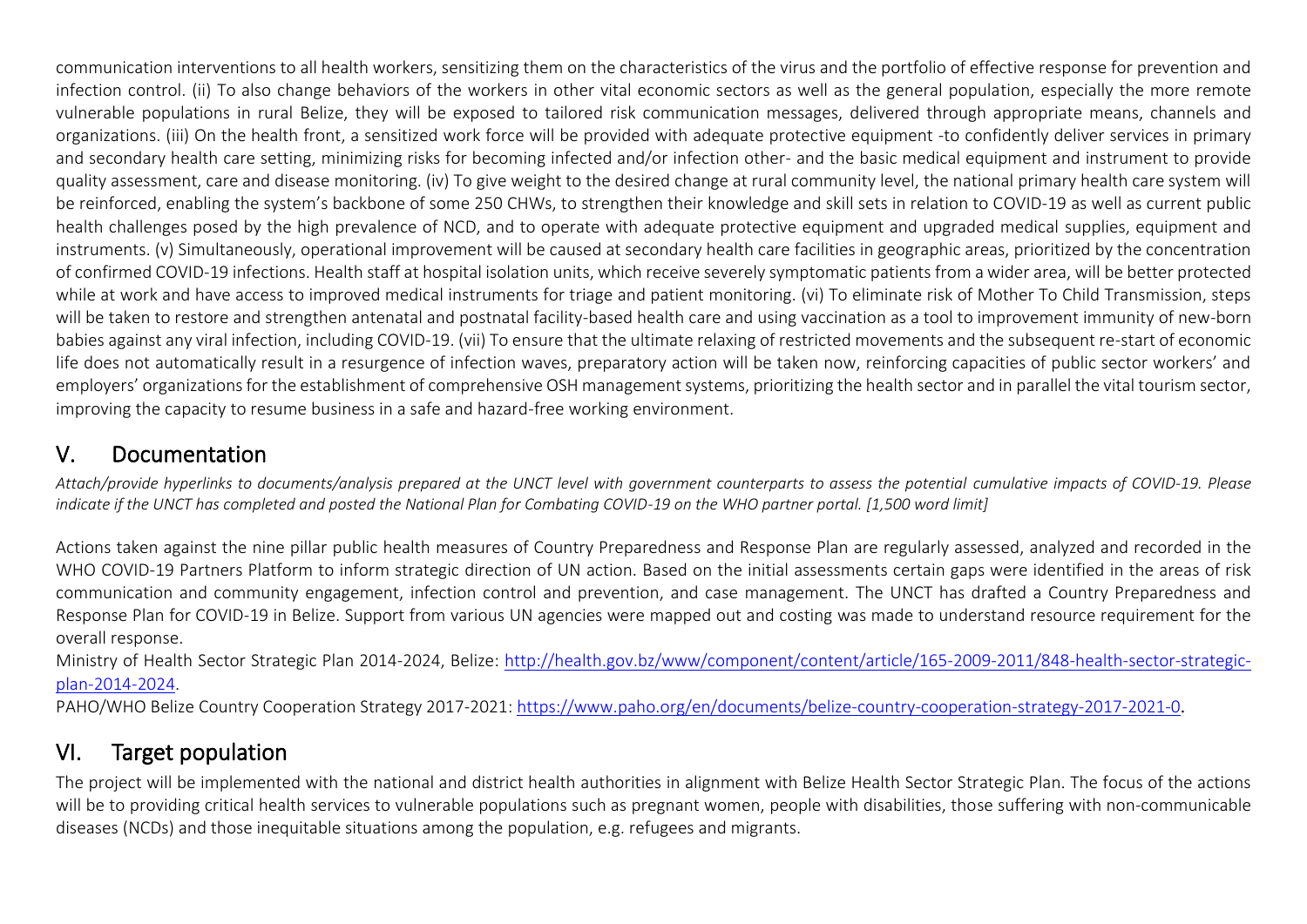communication interventions to all health workers, sensitizing them on the characteristics of the virus and the portfolio of effective response for prevention and infection control. (ii) To also change behaviors of the workers in other vital economic sectors as well as the general population, especially the more remote vulnerable populations in rural Belize, they will be exposed to tailored risk communication messages, delivered through appropriate means, channels and organizations. (iii) On the health front, a sensitized work force will be provided with adequate protective equipment -to confidently deliver services in primary and secondary health care setting, minimizing risks for becoming infected and/or infection other- and the basic medical equipment and instrument to provide quality assessment, care and disease monitoring. (iv) To give weight to the desired change at rural community level, the national primary health care system will be reinforced, enabling the system's backbone of some 250 CHWs, to strengthen their knowledge and skill sets in relation to COVID-19 as well as current public health challenges posed by the high prevalence of NCD, and to operate with adequate protective equipment and upgraded medical supplies, equipment and instruments. (v) Simultaneously, operational improvement will be caused at secondary health care facilities in geographic areas, prioritized by the concentration of confirmed COVID-19 infections. Health staff at hospital isolation units, which receive severely symptomatic patients from a wider area, will be better protected while at work and have access to improved medical instruments for triage and patient monitoring. (vi) To eliminate risk of Mother To Child Transmission, steps will be taken to restore and strengthen antenatal and postnatal facility-based health care and using vaccination as a tool to improvement immunity of new-born babies against any viral infection, including COVID-19. (vii) To ensure that the ultimate relaxing of restricted movements and the subsequent re-start of economic life does not automatically result in a resurgence of infection waves, preparatory action will be taken now, reinforcing capacities of public sector workers' and employers' organizations for the establishment of comprehensive OSH management systems, prioritizing the health sector and in parallel the vital tourism sector, improving the capacity to resume business in a safe and hazard-free working environment.

## V. Documentation

*Attach/provide hyperlinks to documents/analysis prepared at the UNCT level with government counterparts to assess the potential cumulative impacts of COVID-19. Please indicate if the UNCT has completed and posted the National Plan for Combating COVID-19 on the WHO partner portal. [1,500 word limit]*

Actions taken against the nine pillar public health measures of Country Preparedness and Response Plan are regularly assessed, analyzed and recorded in the WHO COVID-19 Partners Platform to inform strategic direction of UN action. Based on the initial assessments certain gaps were identified in the areas of risk communication and community engagement, infection control and prevention, and case management. The UNCT has drafted a Country Preparedness and Response Plan for COVID-19 in Belize. Support from various UN agencies were mapped out and costing was made to understand resource requirement for the overall response.

Ministry of Health Sector Strategic Plan 2014-2024, Belize: [http://health.gov.bz/www/component/content/article/165-2009-2011/848-health-sector-strategic-plan-2014-2024](http://health.gov.bz/www/component/content/article/165-2009-2011/848-health-sector-strategic-plan-2014-2024).

PAHO/WHO Belize Country Cooperation Strategy 2017-2021: [https://www.paho.org/en/documents/belize-country-cooperation-strategy-2017-2021-0](https://www.paho.org/en/documents/belize-country-cooperation-strategy-2017-2021-0).

## VI. Target population

The project will be implemented with the national and district health authorities in alignment with Belize Health Sector Strategic Plan. The focus of the actions will be to providing critical health services to vulnerable populations such as pregnant women, people with disabilities, those suffering with non-communicable diseases (NCDs) and those inequitable situations among the population, e.g. refugees and migrants.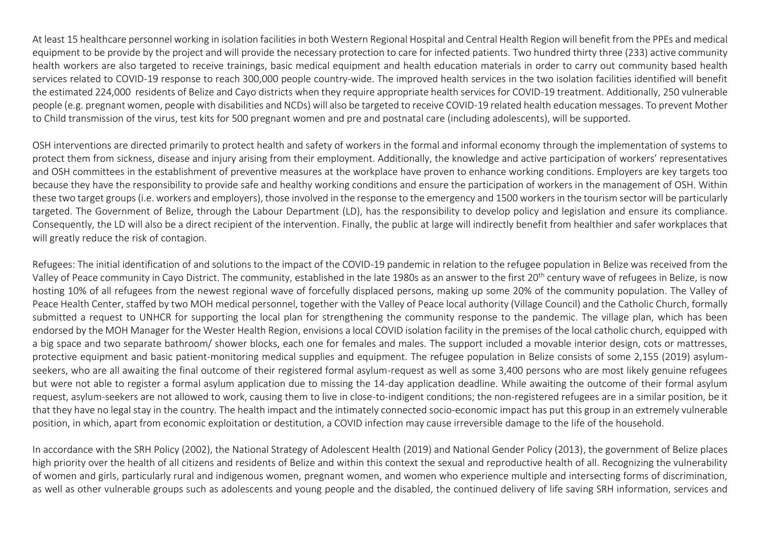At least 15 healthcare personnel working in isolation facilities in both Western Regional Hospital and Central Health Region will benefit from the PPEs and medical equipment to be provide by the project and will provide the necessary protection to care for infected patients. Two hundred thirty three (233) active community health workers are also targeted to receive trainings, basic medical equipment and health education materials in order to carry out community based health services related to COVID-19 response to reach 300,000 people country-wide. The improved health services in the two isolation facilities identified will benefit the estimated 224,000 residents of Belize and Cayo districts when they require appropriate health services for COVID-19 treatment. Additionally, 250 vulnerable people (e.g. pregnant women, people with disabilities and NCDs) will also be targeted to receive COVID-19 related health education messages. To prevent Mother to Child transmission of the virus, test kits for 500 pregnant women and pre and postnatal care (including adolescents), will be supported.

OSH interventions are directed primarily to protect health and safety of workers in the formal and informal economy through the implementation of systems to protect them from sickness, disease and injury arising from their employment. Additionally, the knowledge and active participation of workers' representatives and OSH committees in the establishment of preventive measures at the workplace have proven to enhance working conditions. Employers are key targets too because they have the responsibility to provide safe and healthy working conditions and ensure the participation of workers in the management of OSH. Within these two target groups (i.e. workers and employers), those involved in the response to the emergency and 1500 workers in the tourism sector will be particularly targeted. The Government of Belize, through the Labour Department (LD), has the responsibility to develop policy and legislation and ensure its compliance. Consequently, the LD will also be a direct recipient of the intervention. Finally, the public at large will indirectly benefit from healthier and safer workplaces that will greatly reduce the risk of contagion.

Refugees: The initial identification of and solutions to the impact of the COVID-19 pandemic in relation to the refugee population in Belize was received from the Valley of Peace community in Cayo District. The community, established in the late 1980s as an answer to the first 20th century wave of refugees in Belize, is now hosting 10% of all refugees from the newest regional wave of forcefully displaced persons, making up some 20% of the community population. The Valley of Peace Health Center, staffed by two MOH medical personnel, together with the Valley of Peace local authority (Village Council) and the Catholic Church, formally submitted a request to UNHCR for supporting the local plan for strengthening the community response to the pandemic. The village plan, which has been endorsed by the MOH Manager for the Wester Health Region, envisions a local COVID isolation facility in the premises of the local catholic church, equipped with a big space and two separate bathroom/ shower blocks, each one for females and males. The support included a movable interior design, cots or mattresses, protective equipment and basic patient-monitoring medical supplies and equipment. The refugee population in Belize consists of some 2,155 (2019) asylum-seekers, who are all awaiting the final outcome of their registered formal asylum-request as well as some 3,400 persons who are most likely genuine refugees but were not able to register a formal asylum application due to missing the 14-day application deadline. While awaiting the outcome of their formal asylum request, asylum-seekers are not allowed to work, causing them to live in close-to-indigent conditions; the non-registered refugees are in a similar position, be it that they have no legal stay in the country. The health impact and the intimately connected socio-economic impact has put this group in an extremely vulnerable position, in which, apart from economic exploitation or destitution, a COVID infection may cause irreversible damage to the life of the household.

In accordance with the SRH Policy (2002), the National Strategy of Adolescent Health (2019) and National Gender Policy (2013), the government of Belize places high priority over the health of all citizens and residents of Belize and within this context the sexual and reproductive health of all. Recognizing the vulnerability of women and girls, particularly rural and indigenous women, pregnant women, and women who experience multiple and intersecting forms of discrimination, as well as other vulnerable groups such as adolescents and young people and the disabled, the continued delivery of life saving SRH information, services and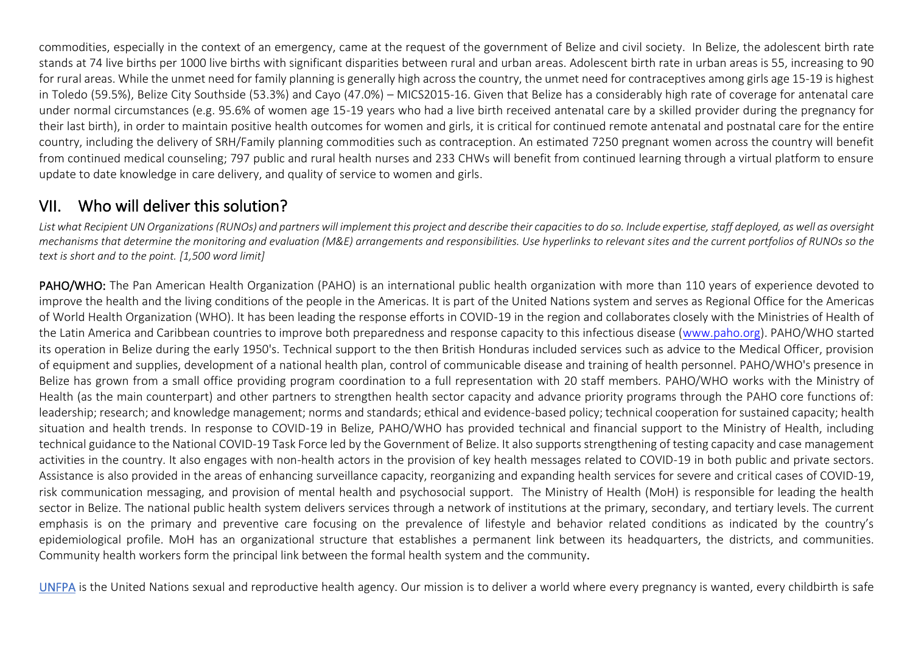commodities, especially in the context of an emergency, came at the request of the government of Belize and civil society. In Belize, the adolescent birth rate stands at 74 live births per 1000 live births with significant disparities between rural and urban areas. Adolescent birth rate in urban areas is 55, increasing to 90 for rural areas. While the unmet need for family planning is generally high across the country, the unmet need for contraceptives among girls age 15-19 is highest in Toledo (59.5%), Belize City Southside (53.3%) and Cayo (47.0%) – MICS2015-16. Given that Belize has a considerably high rate of coverage for antenatal care under normal circumstances (e.g. 95.6% of women age 15-19 years who had a live birth received antenatal care by a skilled provider during the pregnancy for their last birth), in order to maintain positive health outcomes for women and girls, it is critical for continued remote antenatal and postnatal care for the entire country, including the delivery of SRH/Family planning commodities such as contraception. An estimated 7250 pregnant women across the country will benefit from continued medical counseling; 797 public and rural health nurses and 233 CHWs will benefit from continued learning through a virtual platform to ensure update to date knowledge in care delivery, and quality of service to women and girls.

## VII. Who will deliver this solution?

*List what Recipient UN Organizations (RUNOs) and partners will implement this project and describe their capacities to do so. Include expertise, staff deployed, as well as oversight mechanisms that determine the monitoring and evaluation (M&E) arrangements and responsibilities. Use hyperlinks to relevant sites and the current portfolios of RUNOs so the text is short and to the point. [1,500 word limit]*

**PAHO/WHO:** The Pan American Health Organization (PAHO) is an international public health organization with more than 110 years of experience devoted to improve the health and the living conditions of the people in the Americas. It is part of the United Nations system and serves as Regional Office for the Americas of World Health Organization (WHO). It has been leading the response efforts in COVID-19 in the region and collaborates closely with the Ministries of Health of the Latin America and Caribbean countries to improve both preparedness and response capacity to this infectious disease ([www.paho.org](www.paho.org)). PAHO/WHO started its operation in Belize during the early 1950's. Technical support to the then British Honduras included services such as advice to the Medical Officer, provision of equipment and supplies, development of a national health plan, control of communicable disease and training of health personnel. PAHO/WHO's presence in Belize has grown from a small office providing program coordination to a full representation with 20 staff members. PAHO/WHO works with the Ministry of Health (as the main counterpart) and other partners to strengthen health sector capacity and advance priority programs through the PAHO core functions of: leadership; research; and knowledge management; norms and standards; ethical and evidence-based policy; technical cooperation for sustained capacity; health situation and health trends. In response to COVID-19 in Belize, PAHO/WHO has provided technical and financial support to the Ministry of Health, including technical guidance to the National COVID-19 Task Force led by the Government of Belize. It also supports strengthening of testing capacity and case management activities in the country. It also engages with non-health actors in the provision of key health messages related to COVID-19 in both public and private sectors. Assistance is also provided in the areas of enhancing surveillance capacity, reorganizing and expanding health services for severe and critical cases of COVID-19, risk communication messaging, and provision of mental health and psychosocial support. The Ministry of Health (MoH) is responsible for leading the health sector in Belize. The national public health system delivers services through a network of institutions at the primary, secondary, and tertiary levels. The current emphasis is on the primary and preventive care focusing on the prevalence of lifestyle and behavior related conditions as indicated by the country's epidemiological profile. MoH has an organizational structure that establishes a permanent link between its headquarters, the districts, and communities. Community health workers form the principal link between the formal health system and the community.

UNFPA is the United Nations sexual and reproductive health agency. Our mission is to deliver a world where every pregnancy is wanted, every childbirth is safe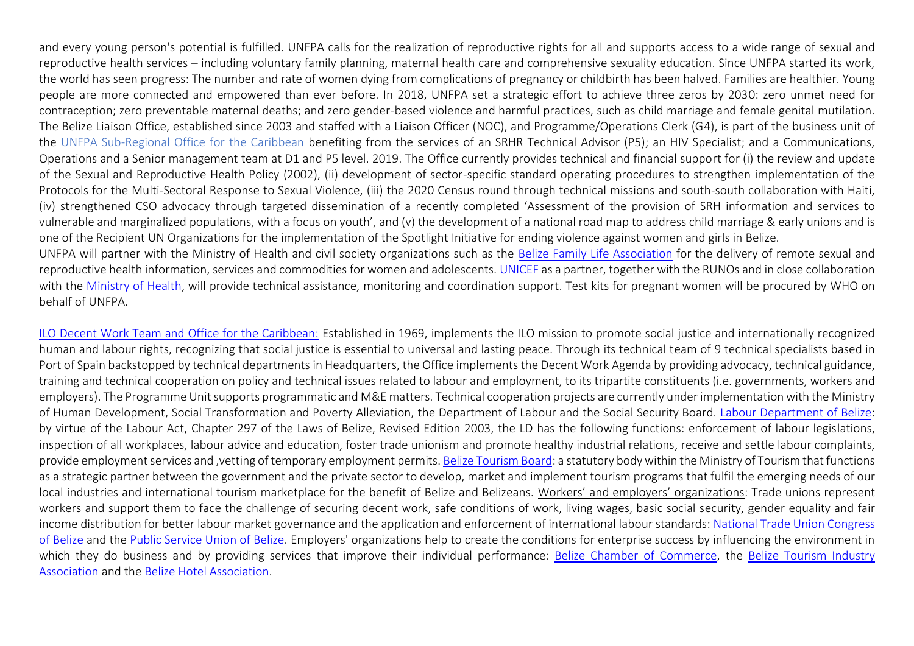and every young person's potential is fulfilled. UNFPA calls for the realization of reproductive rights for all and supports access to a wide range of sexual and reproductive health services – including voluntary family planning, maternal health care and comprehensive sexuality education. Since UNFPA started its work, the world has seen progress: The number and rate of women dying from complications of pregnancy or childbirth has been halved. Families are healthier. Young people are more connected and empowered than ever before. In 2018, UNFPA set a strategic effort to achieve three zeros by 2030: zero unmet need for contraception; zero preventable maternal deaths; and zero gender-based violence and harmful practices, such as child marriage and female genital mutilation. The Belize Liaison Office, established since 2003 and staffed with a Liaison Officer (NOC), and Programme/Operations Clerk (G4), is part of the business unit of the UNFPA Sub-Regional Office for the Caribbean benefiting from the services of an SRHR Technical Advisor (P5); an HIV Specialist; and a Communications, Operations and a Senior management team at D1 and P5 level. 2019. The Office currently provides technical and financial support for (i) the review and update of the Sexual and Reproductive Health Policy (2002), (ii) development of sector-specific standard operating procedures to strengthen implementation of the Protocols for the Multi-Sectoral Response to Sexual Violence, (iii) the 2020 Census round through technical missions and south-south collaboration with Haiti, (iv) strengthened CSO advocacy through targeted dissemination of a recently completed 'Assessment of the provision of SRH information and services to vulnerable and marginalized populations, with a focus on youth', and (v) the development of a national road map to address child marriage & early unions and is one of the Recipient UN Organizations for the implementation of the Spotlight Initiative for ending violence against women and girls in Belize.

UNFPA will partner with the Ministry of Health and civil society organizations such as the Belize Family Life Association for the delivery of remote sexual and reproductive health information, services and commodities for women and adolescents. UNICEF as a partner, together with the RUNOs and in close collaboration with the Ministry of Health, will provide technical assistance, monitoring and coordination support. Test kits for pregnant women will be procured by WHO on behalf of UNFPA.

ILO Decent Work Team and Office for the Caribbean: Established in 1969, implements the ILO mission to promote social justice and internationally recognized human and labour rights, recognizing that social justice is essential to universal and lasting peace. Through its technical team of 9 technical specialists based in Port of Spain backstopped by technical departments in Headquarters, the Office implements the Decent Work Agenda by providing advocacy, technical guidance, training and technical cooperation on policy and technical issues related to labour and employment, to its tripartite constituents (i.e. governments, workers and employers). The Programme Unit supports programmatic and M&E matters. Technical cooperation projects are currently under implementation with the Ministry of Human Development, Social Transformation and Poverty Alleviation, the Department of Labour and the Social Security Board. Labour Department of Belize: by virtue of the Labour Act, Chapter 297 of the Laws of Belize, Revised Edition 2003, the LD has the following functions: enforcement of labour legislations, inspection of all workplaces, labour advice and education, foster trade unionism and promote healthy industrial relations, receive and settle labour complaints, provide employment services and ,vetting of temporary employment permits. Belize Tourism Board: a statutory body within the Ministry of Tourism that functions as a strategic partner between the government and the private sector to develop, market and implement tourism programs that fulfil the emerging needs of our local industries and international tourism marketplace for the benefit of Belize and Belizeans. Workers' and employers' organizations: Trade unions represent workers and support them to face the challenge of securing decent work, safe conditions of work, living wages, basic social security, gender equality and fair income distribution for better labour market governance and the application and enforcement of international labour standards: National Trade Union Congress of Belize and the Public Service Union of Belize. Employers' organizations help to create the conditions for enterprise success by influencing the environment in which they do business and by providing services that improve their individual performance: Belize Chamber of Commerce, the Belize Tourism Industry Association and the Belize Hotel Association.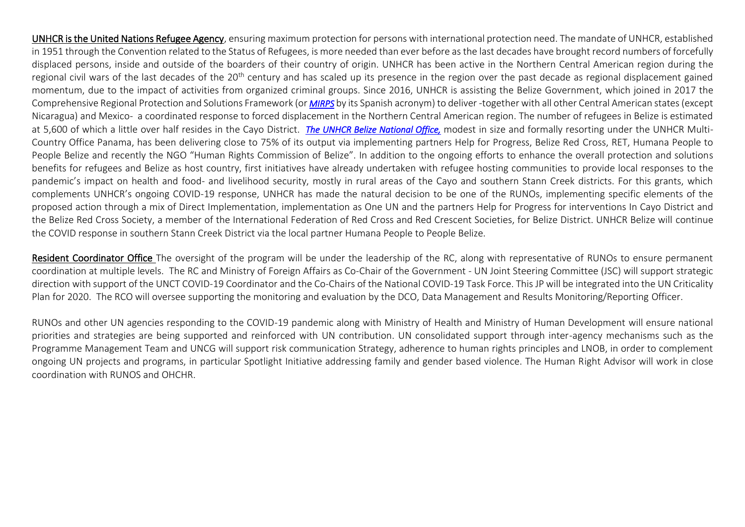UNHCR is the United Nations Refugee Agency, ensuring maximum protection for persons with international protection need. The mandate of UNHCR, established in 1951 through the Convention related to the Status of Refugees, is more needed than ever before as the last decades have brought record numbers of forcefully displaced persons, inside and outside of the boarders of their country of origin. UNHCR has been active in the Northern Central American region during the regional civil wars of the last decades of the 20th century and has scaled up its presence in the region over the past decade as regional displacement gained momentum, due to the impact of activities from organized criminal groups. Since 2016, UNHCR is assisting the Belize Government, which joined in 2017 the Comprehensive Regional Protection and Solutions Framework (or *MIRPS* by its Spanish acronym) to deliver -together with all other Central American states (except Nicaragua) and Mexico- a coordinated response to forced displacement in the Northern Central American region. The number of refugees in Belize is estimated at 5,600 of which a little over half resides in the Cayo District. *The UNHCR Belize National Office,* modest in size and formally resorting under the UNHCR Multi-Country Office Panama, has been delivering close to 75% of its output via implementing partners Help for Progress, Belize Red Cross, RET, Humana People to People Belize and recently the NGO "Human Rights Commission of Belize". In addition to the ongoing efforts to enhance the overall protection and solutions benefits for refugees and Belize as host country, first initiatives have already undertaken with refugee hosting communities to provide local responses to the pandemic's impact on health and food- and livelihood security, mostly in rural areas of the Cayo and southern Stann Creek districts. For this grants, which complements UNHCR's ongoing COVID-19 response, UNHCR has made the natural decision to be one of the RUNOs, implementing specific elements of the proposed action through a mix of Direct Implementation, implementation as One UN and the partners Help for Progress for interventions In Cayo District and the Belize Red Cross Society, a member of the International Federation of Red Cross and Red Crescent Societies, for Belize District. UNHCR Belize will continue the COVID response in southern Stann Creek District via the local partner Humana People to People Belize.

Resident Coordinator Office The oversight of the program will be under the leadership of the RC, along with representative of RUNOs to ensure permanent coordination at multiple levels. The RC and Ministry of Foreign Affairs as Co-Chair of the Government - UN Joint Steering Committee (JSC) will support strategic direction with support of the UNCT COVID-19 Coordinator and the Co-Chairs of the National COVID-19 Task Force. This JP will be integrated into the UN Criticality Plan for 2020. The RCO will oversee supporting the monitoring and evaluation by the DCO, Data Management and Results Monitoring/Reporting Officer.

RUNOs and other UN agencies responding to the COVID-19 pandemic along with Ministry of Health and Ministry of Human Development will ensure national priorities and strategies are being supported and reinforced with UN contribution. UN consolidated support through inter-agency mechanisms such as the Programme Management Team and UNCG will support risk communication Strategy, adherence to human rights principles and LNOB, in order to complement ongoing UN projects and programs, in particular Spotlight Initiative addressing family and gender based violence. The Human Right Advisor will work in close coordination with RUNOS and OHCHR.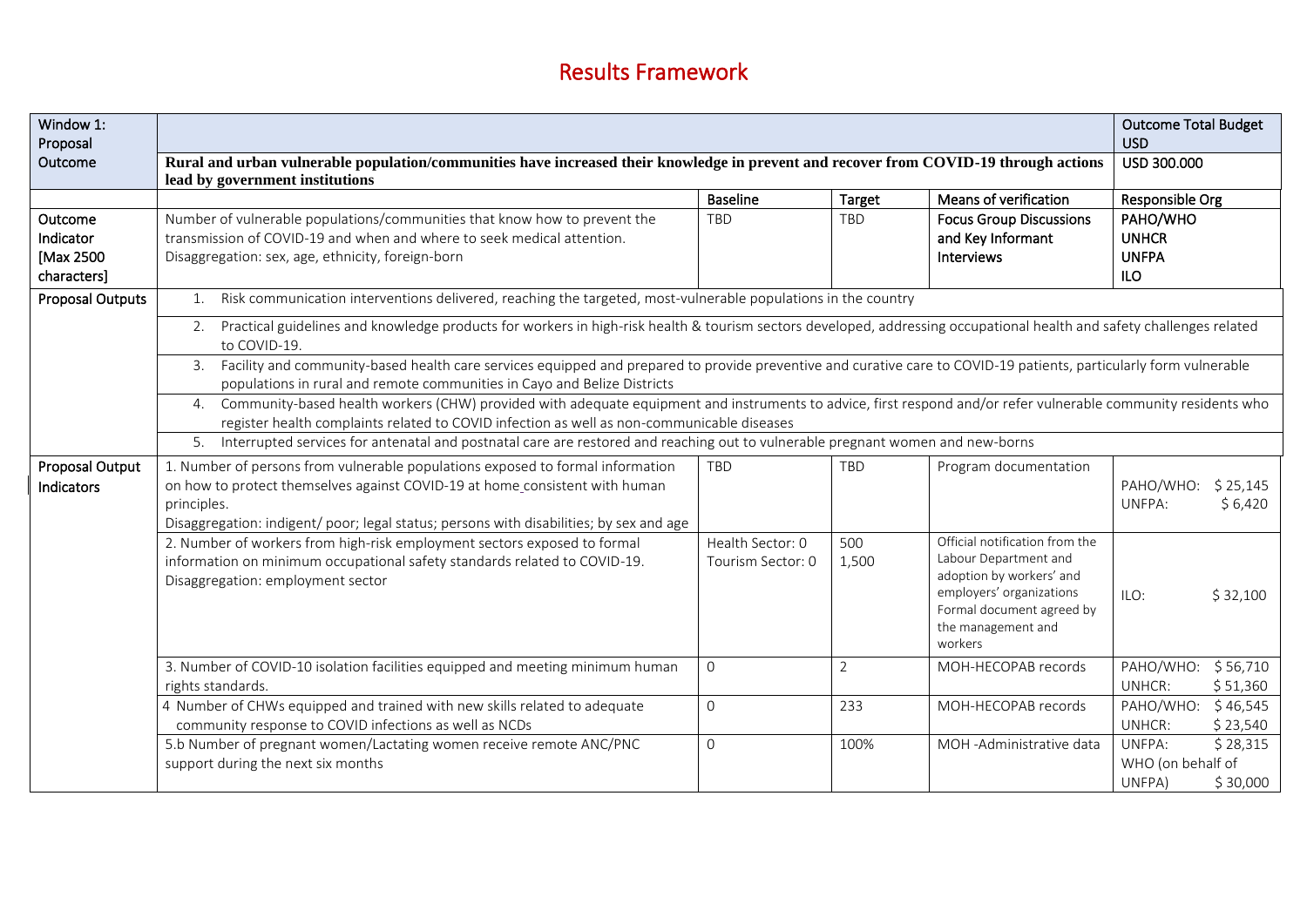# Results Framework

| Window 1: Proposal Outcome | | | | | Outcome Total Budget USD |
|---|---|---|---|---|---|
| | **Rural and urban vulnerable population/communities have increased their knowledge in prevent and recover from COVID-19 through actions lead by government institutions** | | | | USD 300.000 |
| | | Baseline | Target | Means of verification | Responsible Org |
| Outcome Indicator [Max 2500 characters] | Number of vulnerable populations/communities that know how to prevent the transmission of COVID-19 and when and where to seek medical attention. Disaggregation: sex, age, ethnicity, foreign-born | TBD | TBD | Focus Group Discussions and Key Informant Interviews | PAHO/WHO UNHCR UNFPA ILO |
| Proposal Outputs | 1. Risk communication interventions delivered, reaching the targeted, most-vulnerable populations in the country | | | | |
| | 2. Practical guidelines and knowledge products for workers in high-risk health & tourism sectors developed, addressing occupational health and safety challenges related to COVID-19. | | | | |
| | 3. Facility and community-based health care services equipped and prepared to provide preventive and curative care to COVID-19 patients, particularly form vulnerable populations in rural and remote communities in Cayo and Belize Districts | | | | |
| | 4. Community-based health workers (CHW) provided with adequate equipment and instruments to advice, first respond and/or refer vulnerable community residents who register health complaints related to COVID infection as well as non-communicable diseases | | | | |
| | 5. Interrupted services for antenatal and postnatal care are restored and reaching out to vulnerable pregnant women and new-borns | | | | |
| Proposal Output Indicators | 1. Number of persons from vulnerable populations exposed to formal information on how to protect themselves against COVID-19 at home consistent with human principles. Disaggregation: indigent/ poor; legal status; persons with disabilities; by sex and age | TBD | TBD | Program documentation | PAHO/WHO: $ 25,145 UNFPA: $ 6,420 |
| | 2. Number of workers from high-risk employment sectors exposed to formal information on minimum occupational safety standards related to COVID-19. Disaggregation: employment sector | Health Sector: 0 Tourism Sector: 0 | 500 1,500 | Official notification from the Labour Department and adoption by workers' and employers' organizations Formal document agreed by the management and workers | ILO: $ 32,100 |
| | 3. Number of COVID-10 isolation facilities equipped and meeting minimum human rights standards. | 0 | 2 | MOH-HECOPAB records | PAHO/WHO: $ 56,710 UNHCR: $ 51,360 |
| | 4 Number of CHWs equipped and trained with new skills related to adequate community response to COVID infections as well as NCDs | 0 | 233 | MOH-HECOPAB records | PAHO/WHO: $ 46,545 UNHCR: $ 23,540 |
| | 5.b Number of pregnant women/Lactating women receive remote ANC/PNC support during the next six months | 0 | 100% | MOH -Administrative data | UNFPA: $ 28,315 WHO (on behalf of UNFPA) $ 30,000 |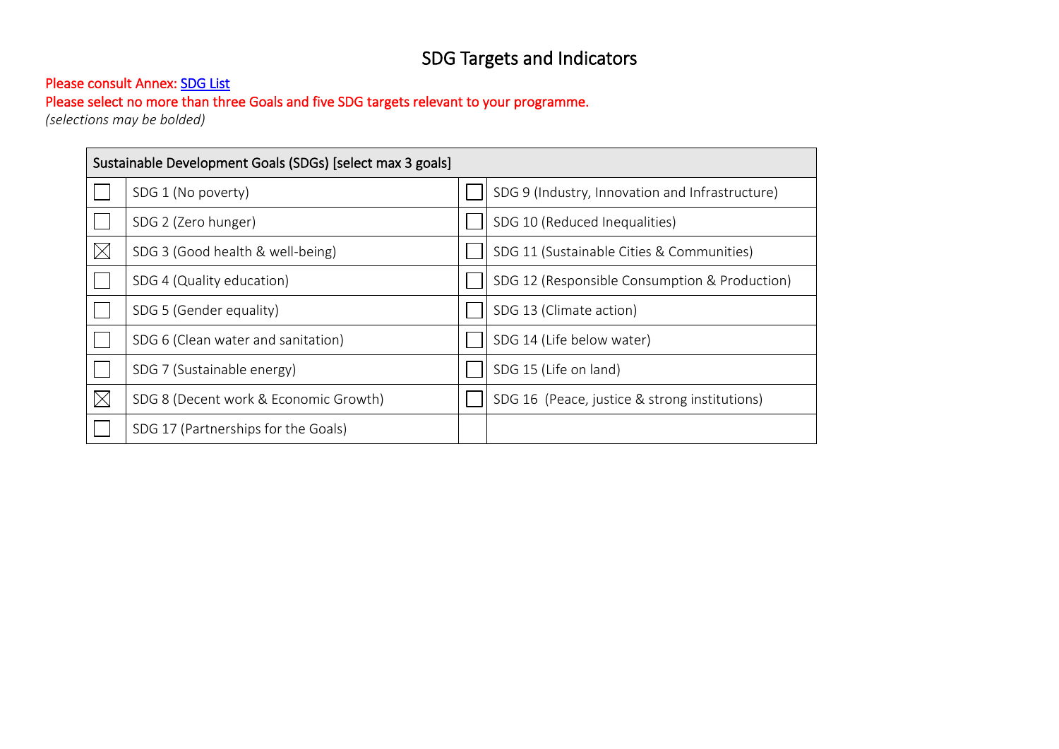# SDG Targets and Indicators

Please consult Annex: SDG List

Please select no more than three Goals and five SDG targets relevant to your programme.

*(selections may be bolded)*

| Sustainable Development Goals (SDGs) [select max 3 goals] | | | |
|---|---|---|---|
| ☐ | SDG 1 (No poverty) | ☐ | SDG 9 (Industry, Innovation and Infrastructure) |
| ☐ | SDG 2 (Zero hunger) | ☐ | SDG 10 (Reduced Inequalities) |
| ☒ | SDG 3 (Good health & well-being) | ☐ | SDG 11 (Sustainable Cities & Communities) |
| ☐ | SDG 4 (Quality education) | ☐ | SDG 12 (Responsible Consumption & Production) |
| ☐ | SDG 5 (Gender equality) | ☐ | SDG 13 (Climate action) |
| ☐ | SDG 6 (Clean water and sanitation) | ☐ | SDG 14 (Life below water) |
| ☐ | SDG 7 (Sustainable energy) | ☐ | SDG 15 (Life on land) |
| ☒ | SDG 8 (Decent work & Economic Growth) | ☐ | SDG 16 (Peace, justice & strong institutions) |
| ☐ | SDG 17 (Partnerships for the Goals) | | |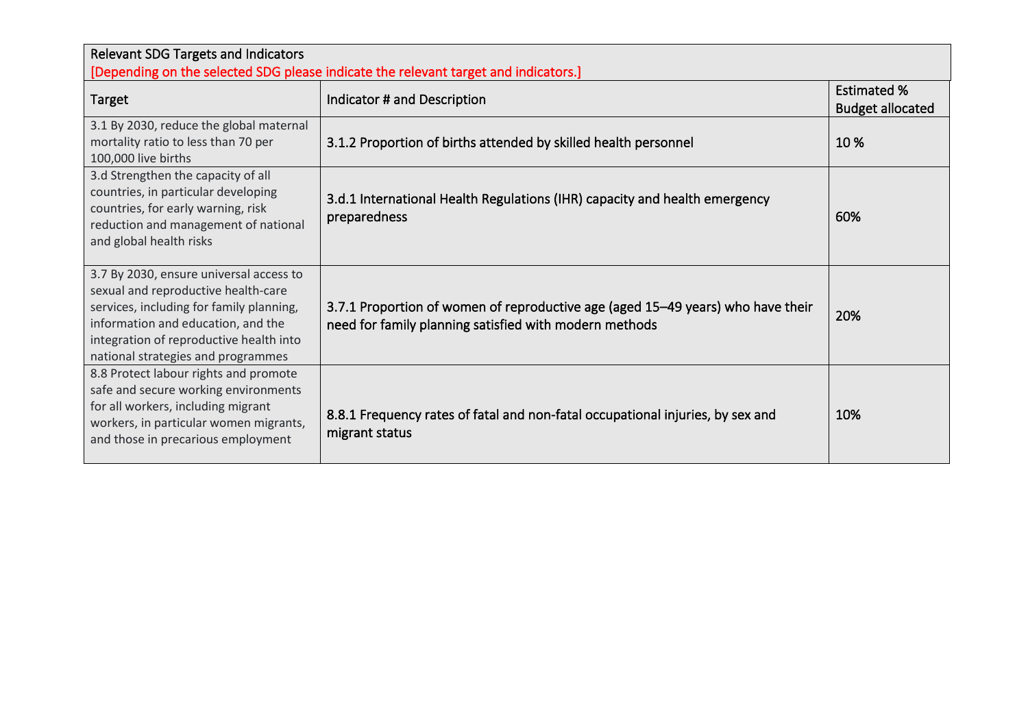Relevant SDG Targets and Indicators
[Depending on the selected SDG please indicate the relevant target and indicators.]

| Target | Indicator # and Description | Estimated % Budget allocated |
|---|---|---|
| 3.1 By 2030, reduce the global maternal mortality ratio to less than 70 per 100,000 live births | 3.1.2 Proportion of births attended by skilled health personnel | 10 % |
| 3.d Strengthen the capacity of all countries, in particular developing countries, for early warning, risk reduction and management of national and global health risks | 3.d.1 International Health Regulations (IHR) capacity and health emergency preparedness | 60% |
| 3.7 By 2030, ensure universal access to sexual and reproductive health-care services, including for family planning, information and education, and the integration of reproductive health into national strategies and programmes | 3.7.1 Proportion of women of reproductive age (aged 15–49 years) who have their need for family planning satisfied with modern methods | 20% |
| 8.8 Protect labour rights and promote safe and secure working environments for all workers, including migrant workers, in particular women migrants, and those in precarious employment | 8.8.1 Frequency rates of fatal and non-fatal occupational injuries, by sex and migrant status | 10% |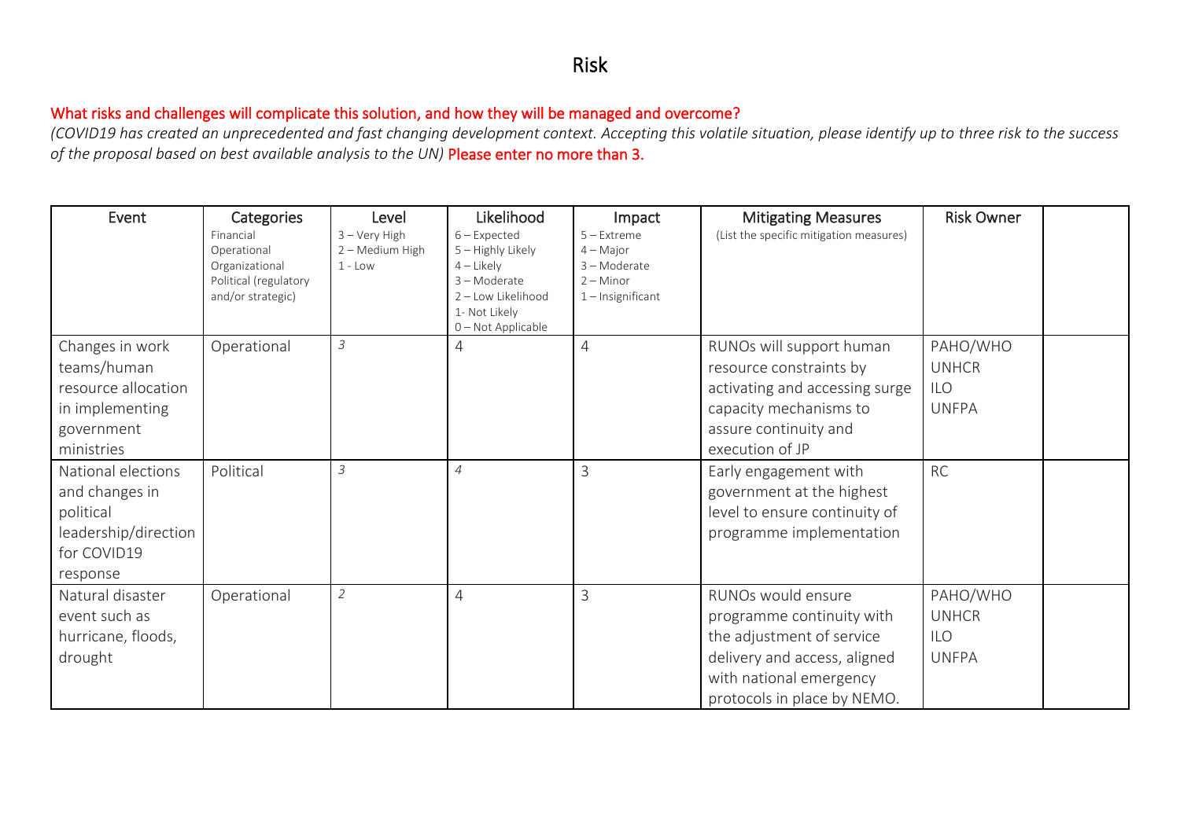# Risk

What risks and challenges will complicate this solution, and how they will be managed and overcome?

*(COVID19 has created an unprecedented and fast changing development context. Accepting this volatile situation, please identify up to three risk to the success of the proposal based on best available analysis to the UN)* Please enter no more than 3.

| Event | Categories<br>Financial<br>Operational<br>Organizational<br>Political (regulatory and/or strategic) | Level<br>3 – Very High<br>2 – Medium High<br>1 - Low | Likelihood<br>6 – Expected<br>5 – Highly Likely<br>4 – Likely<br>3 – Moderate<br>2 – Low Likelihood<br>1- Not Likely<br>0 – Not Applicable | Impact<br>5 – Extreme<br>4 – Major<br>3 – Moderate<br>2 – Minor<br>1 – Insignificant | Mitigating Measures<br>(List the specific mitigation measures) | Risk Owner | |
|---|---|---|---|---|---|---|---|
| Changes in work teams/human resource allocation in implementing government ministries | Operational | 3 | 4 | 4 | RUNOs will support human resource constraints by activating and accessing surge capacity mechanisms to assure continuity and execution of JP | PAHO/WHO<br>UNHCR<br>ILO<br>UNFPA | |
| National elections and changes in political leadership/direction for COVID19 response | Political | 3 | 4 | 3 | Early engagement with government at the highest level to ensure continuity of programme implementation | RC | |
| Natural disaster event such as hurricane, floods, drought | Operational | 2 | 4 | 3 | RUNOs would ensure programme continuity with the adjustment of service delivery and access, aligned with national emergency protocols in place by NEMO. | PAHO/WHO<br>UNHCR<br>ILO<br>UNFPA | |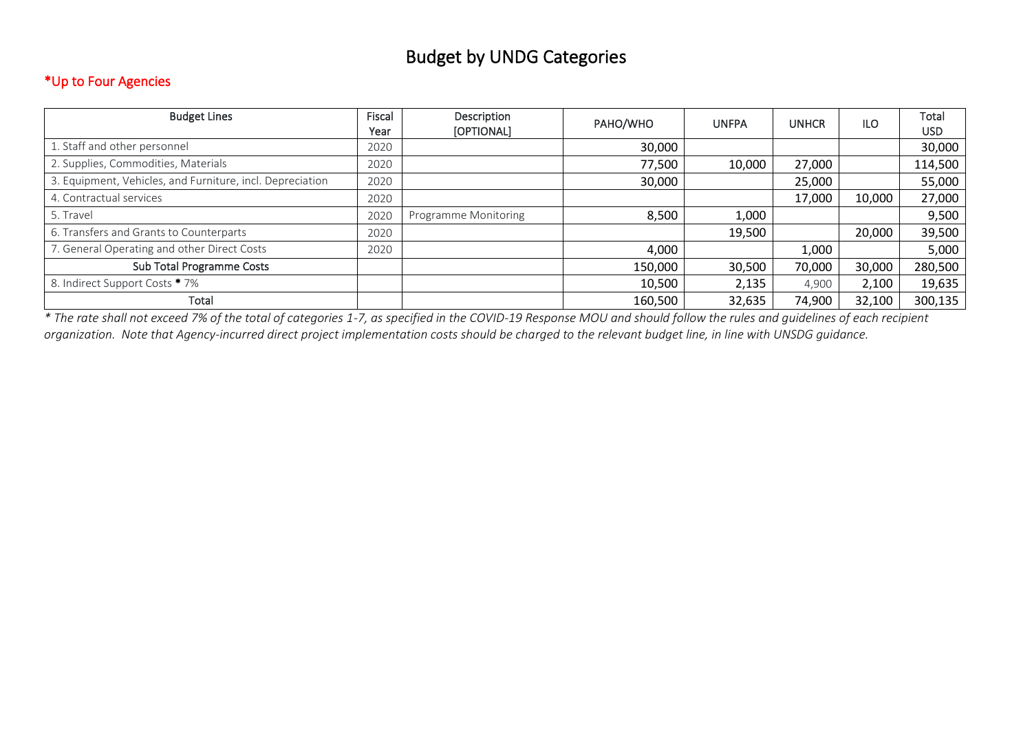# Budget by UNDG Categories

***Up to Four Agencies**

| Budget Lines | Fiscal Year | Description [OPTIONAL] | PAHO/WHO | UNFPA | UNHCR | ILO | Total USD |
|---|---|---|---|---|---|---|---|
| 1. Staff and other personnel | 2020 | | 30,000 | | | | 30,000 |
| 2. Supplies, Commodities, Materials | 2020 | | 77,500 | 10,000 | 27,000 | | 114,500 |
| 3. Equipment, Vehicles, and Furniture, incl. Depreciation | 2020 | | 30,000 | | 25,000 | | 55,000 |
| 4. Contractual services | 2020 | | | | 17,000 | 10,000 | 27,000 |
| 5. Travel | 2020 | Programme Monitoring | 8,500 | 1,000 | | | 9,500 |
| 6. Transfers and Grants to Counterparts | 2020 | | | 19,500 | | 20,000 | 39,500 |
| 7. General Operating and other Direct Costs | 2020 | | 4,000 | | 1,000 | | 5,000 |
| Sub Total Programme Costs | | | 150,000 | 30,500 | 70,000 | 30,000 | 280,500 |
| 8. Indirect Support Costs * 7% | | | 10,500 | 2,135 | 4,900 | 2,100 | 19,635 |
| Total | | | 160,500 | 32,635 | 74,900 | 32,100 | 300,135 |

*\* The rate shall not exceed 7% of the total of categories 1-7, as specified in the COVID-19 Response MOU and should follow the rules and guidelines of each recipient organization. Note that Agency-incurred direct project implementation costs should be charged to the relevant budget line, in line with UNSDG guidance.*